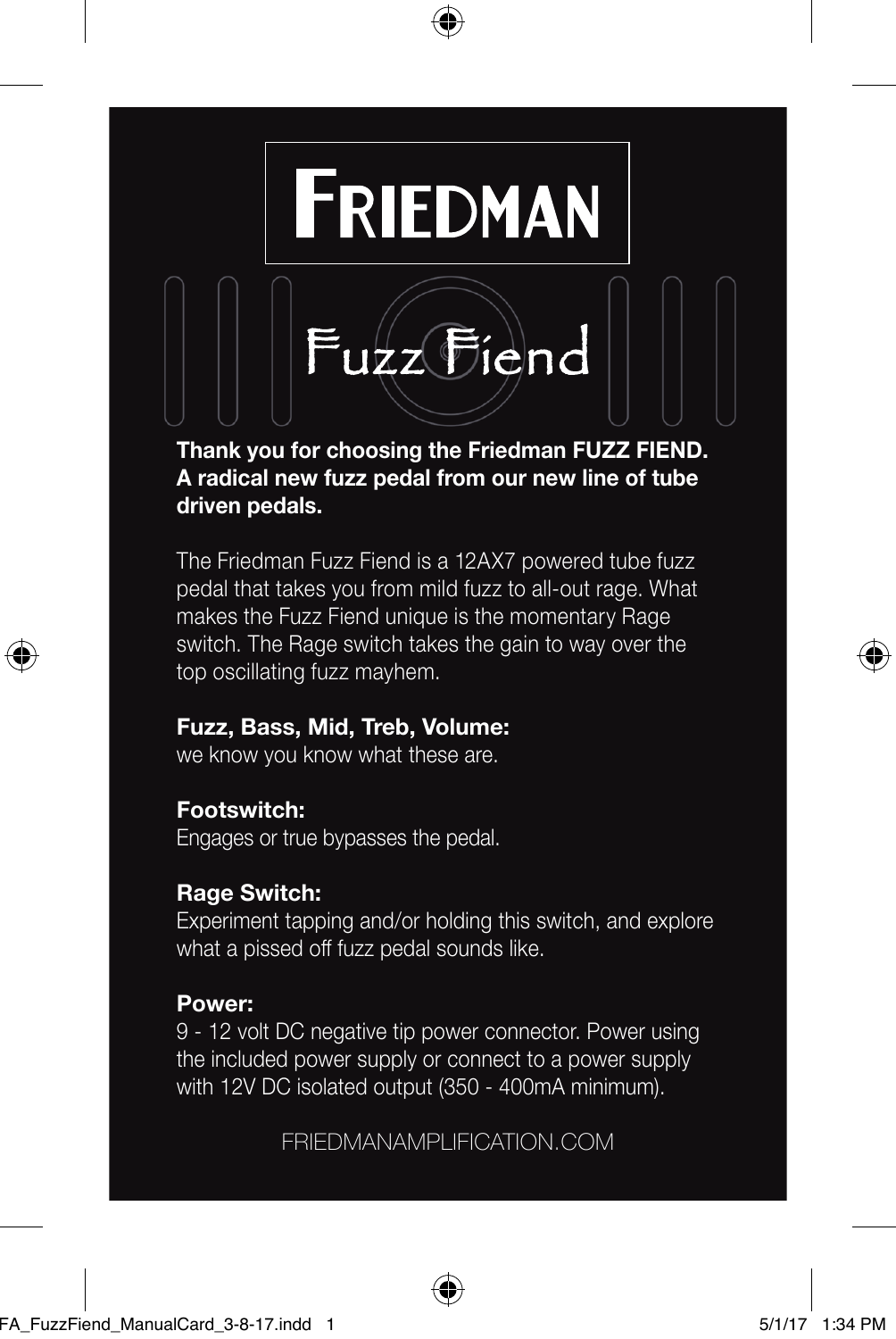# FRIEDMAN

## Fuzz Fiend

**Thank you for choosing the Friedman FUZZ FIEND. A radical new fuzz pedal from our new line of tube driven pedals.**

The Friedman Fuzz Fiend is a 12AX7 powered tube fuzz pedal that takes you from mild fuzz to all-out rage. What makes the Fuzz Fiend unique is the momentary Rage switch. The Rage switch takes the gain to way over the top oscillating fuzz mayhem.

**Fuzz, Bass, Mid, Treb, Volume:**
we know you know what these are.

**Footswitch:**
Engages or true bypasses the pedal.

**Rage Switch:**
Experiment tapping and/or holding this switch, and explore what a pissed off fuzz pedal sounds like.

**Power:**
9 - 12 volt DC negative tip power connector. Power using the included power supply or connect to a power supply with 12V DC isolated output (350 - 400mA minimum).

FRIEDMANAMPLIFICATION.COM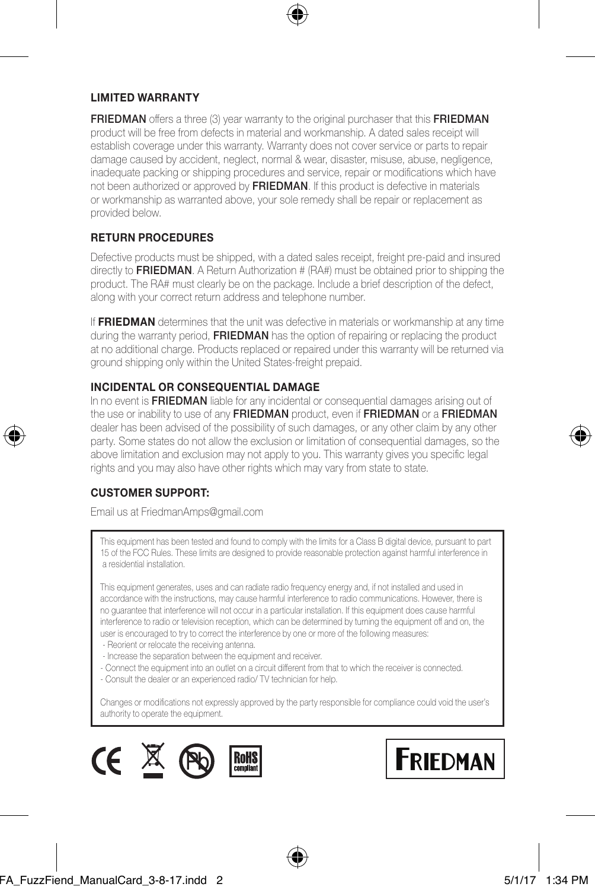## LIMITED WARRANTY

**FRIEDMAN** offers a three (3) year warranty to the original purchaser that this **FRIEDMAN** product will be free from defects in material and workmanship. A dated sales receipt will establish coverage under this warranty. Warranty does not cover service or parts to repair damage caused by accident, neglect, normal & wear, disaster, misuse, abuse, negligence, inadequate packing or shipping procedures and service, repair or modifications which have not been authorized or approved by **FRIEDMAN**. If this product is defective in materials or workmanship as warranted above, your sole remedy shall be repair or replacement as provided below.

## RETURN PROCEDURES

Defective products must be shipped, with a dated sales receipt, freight pre-paid and insured directly to **FRIEDMAN**. A Return Authorization # (RA#) must be obtained prior to shipping the product. The RA# must clearly be on the package. Include a brief description of the defect, along with your correct return address and telephone number.

If **FRIEDMAN** determines that the unit was defective in materials or workmanship at any time during the warranty period, **FRIEDMAN** has the option of repairing or replacing the product at no additional charge. Products replaced or repaired under this warranty will be returned via ground shipping only within the United States-freight prepaid.

## INCIDENTAL OR CONSEQUENTIAL DAMAGE

In no event is **FRIEDMAN** liable for any incidental or consequential damages arising out of the use or inability to use of any **FRIEDMAN** product, even if **FRIEDMAN** or a **FRIEDMAN** dealer has been advised of the possibility of such damages, or any other claim by any other party. Some states do not allow the exclusion or limitation of consequential damages, so the above limitation and exclusion may not apply to you. This warranty gives you specific legal rights and you may also have other rights which may vary from state to state.

## CUSTOMER SUPPORT:

Email us at FriedmanAmps@gmail.com

This equipment has been tested and found to comply with the limits for a Class B digital device, pursuant to part 15 of the FCC Rules. These limits are designed to provide reasonable protection against harmful interference in a residential installation.

This equipment generates, uses and can radiate radio frequency energy and, if not installed and used in accordance with the instructions, may cause harmful interference to radio communications. However, there is no guarantee that interference will not occur in a particular installation. If this equipment does cause harmful interference to radio or television reception, which can be determined by turning the equipment off and on, the user is encouraged to try to correct the interference by one or more of the following measures:

- Reorient or relocate the receiving antenna.
- Increase the separation between the equipment and receiver.
- Connect the equipment into an outlet on a circuit different from that to which the receiver is connected.
- Consult the dealer or an experienced radio/ TV technician for help.

Changes or modifications not expressly approved by the party responsible for compliance could void the user's authority to operate the equipment.

CE Pb RoHS compliant

FRIEDMAN